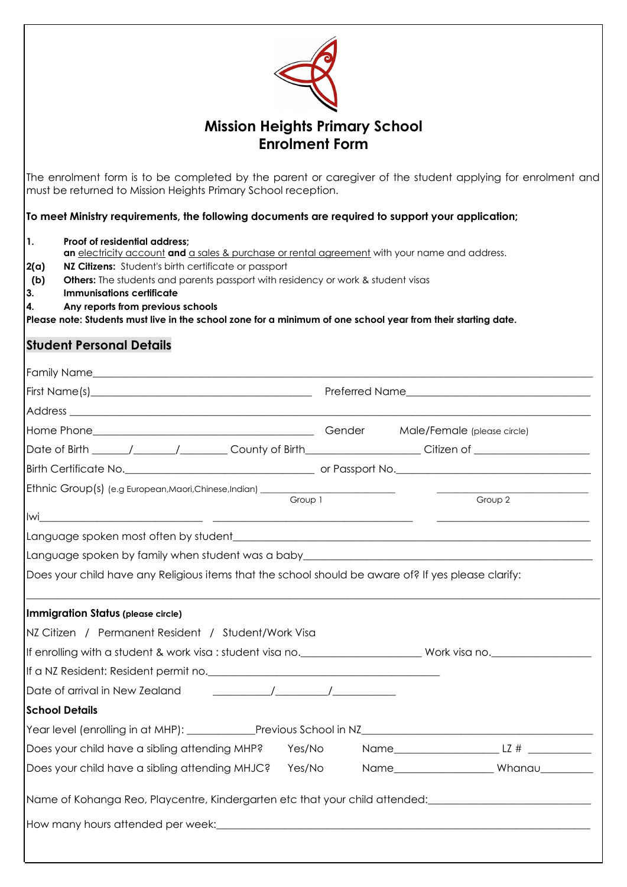# Mission Heights Primary School
## Enrolment Form

The enrolment form is to be completed by the parent or caregiver of the student applying for enrolment and must be returned to Mission Heights Primary School reception.

**To meet Ministry requirements, the following documents are required to support your application;**

**1.** **Proof of residential address;**
**an** electricity account **and** a sales & purchase or rental agreement with your name and address.
**2(a)** **NZ Citizens:** Student's birth certificate or passport
**(b)** **Others:** The students and parents passport with residency or work & student visas
**3.** **Immunisations certificate**
**4.** **Any reports from previous schools**

**Please note: Students must live in the school zone for a minimum of one school year from their starting date.**

## Student Personal Details

Family Name\_\_\_\_\_\_\_\_\_\_\_\_\_\_\_\_\_\_\_\_\_\_\_\_\_\_\_\_\_\_\_\_\_\_\_\_\_\_\_\_

First Name(s)\_\_\_\_\_\_\_\_\_\_\_\_\_\_\_\_\_\_\_\_ Preferred Name\_\_\_\_\_\_\_\_\_\_\_\_\_\_\_\_\_\_\_\_

Address \_\_\_\_\_\_\_\_\_\_\_\_\_\_\_\_\_\_\_\_\_\_\_\_\_\_\_\_\_\_\_\_\_\_\_\_\_\_\_\_

Home Phone\_\_\_\_\_\_\_\_\_\_\_\_\_\_\_\_\_\_\_\_ Gender Male/Female (please circle)

Date of Birth \_\_\_\_\_\_/\_\_\_\_\_\_/\_\_\_\_\_\_ County of Birth\_\_\_\_\_\_\_\_\_\_\_\_\_\_\_\_ Citizen of \_\_\_\_\_\_\_\_\_\_\_\_\_\_\_\_

Birth Certificate No.\_\_\_\_\_\_\_\_\_\_\_\_\_\_\_\_\_\_\_\_ or Passport No.\_\_\_\_\_\_\_\_\_\_\_\_\_\_\_\_\_\_\_\_

Ethnic Group(s) (e.g European,Maori,Chinese,Indian) \_\_\_\_\_\_\_\_\_\_\_\_\_\_\_\_\_\_\_\_ \_\_\_\_\_\_\_\_\_\_\_\_\_\_\_\_\_\_\_\_
Group 1 Group 2

Iwi\_\_\_\_\_\_\_\_\_\_\_\_\_\_\_\_\_\_\_\_ \_\_\_\_\_\_\_\_\_\_\_\_\_\_\_\_\_\_\_\_ \_\_\_\_\_\_\_\_\_\_\_\_\_\_\_\_\_\_\_\_

Language spoken most often by student\_\_\_\_\_\_\_\_\_\_\_\_\_\_\_\_\_\_\_\_\_\_\_\_\_\_\_\_\_\_\_\_\_\_\_\_\_\_\_\_

Language spoken by family when student was a baby\_\_\_\_\_\_\_\_\_\_\_\_\_\_\_\_\_\_\_\_\_\_\_\_\_\_\_\_\_\_\_\_\_\_\_\_\_\_\_\_

Does your child have any Religious items that the school should be aware of? If yes please clarify:

\_\_\_\_\_\_\_\_\_\_\_\_\_\_\_\_\_\_\_\_\_\_\_\_\_\_\_\_\_\_\_\_\_\_\_\_\_\_\_\_

**Immigration Status (please circle)**

NZ Citizen / Permanent Resident / Student/Work Visa

If enrolling with a student & work visa : student visa no.\_\_\_\_\_\_\_\_\_\_\_\_\_\_\_\_\_\_\_\_ Work visa no.\_\_\_\_\_\_\_\_\_\_\_\_\_\_\_\_\_\_\_\_

If a NZ Resident: Resident permit no.\_\_\_\_\_\_\_\_\_\_\_\_\_\_\_\_\_\_\_\_\_\_\_\_\_\_\_\_\_\_\_\_\_\_\_\_\_\_\_\_

Date of arrival in New Zealand \_\_\_\_\_\_/\_\_\_\_\_\_/\_\_\_\_\_\_

**School Details**

Year level (enrolling in at MHP): \_\_\_\_\_\_\_\_\_\_Previous School in NZ\_\_\_\_\_\_\_\_\_\_\_\_\_\_\_\_\_\_\_\_

Does your child have a sibling attending MHP? Yes/No Name\_\_\_\_\_\_\_\_\_\_\_\_\_\_\_\_\_\_\_\_ LZ # \_\_\_\_\_\_\_\_\_\_

Does your child have a sibling attending MHJC? Yes/No Name\_\_\_\_\_\_\_\_\_\_\_\_\_\_\_\_\_\_\_\_ Whanau\_\_\_\_\_\_\_\_\_\_

Name of Kohanga Reo, Playcentre, Kindergarten etc that your child attended:\_\_\_\_\_\_\_\_\_\_\_\_\_\_\_\_\_\_\_\_

How many hours attended per week:\_\_\_\_\_\_\_\_\_\_\_\_\_\_\_\_\_\_\_\_\_\_\_\_\_\_\_\_\_\_\_\_\_\_\_\_\_\_\_\_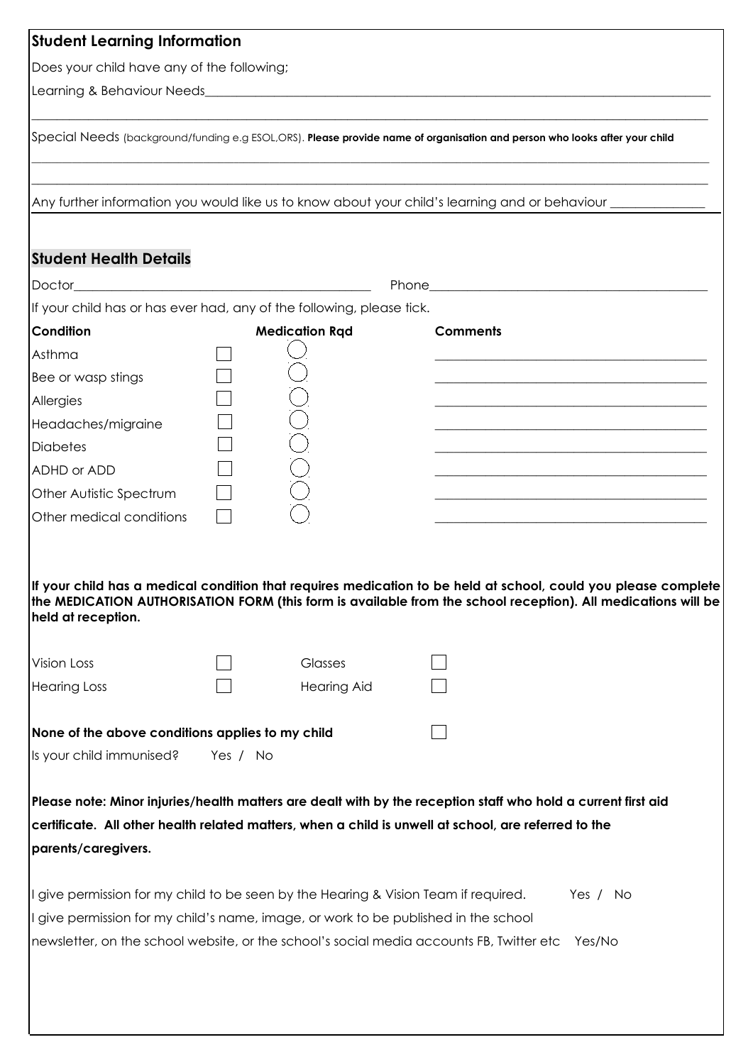## Student Learning Information

Does your child have any of the following;

Learning & Behaviour Needs\_\_\_\_\_\_\_\_\_\_\_\_\_\_\_\_\_\_\_\_\_\_\_\_\_\_\_\_\_\_\_\_\_\_\_\_\_\_\_\_

\_\_\_\_\_\_\_\_\_\_\_\_\_\_\_\_\_\_\_\_\_\_\_\_\_\_\_\_\_\_\_\_\_\_\_\_\_\_\_\_\_\_\_\_\_\_\_\_\_\_\_\_\_\_\_\_

Special Needs (background/funding e.g ESOL,ORS). **Please provide name of organisation and person who looks after your child**

\_\_\_\_\_\_\_\_\_\_\_\_\_\_\_\_\_\_\_\_\_\_\_\_\_\_\_\_\_\_\_\_\_\_\_\_\_\_\_\_\_\_\_\_\_\_\_\_\_\_\_\_\_\_\_\_

\_\_\_\_\_\_\_\_\_\_\_\_\_\_\_\_\_\_\_\_\_\_\_\_\_\_\_\_\_\_\_\_\_\_\_\_\_\_\_\_\_\_\_\_\_\_\_\_\_\_\_\_\_\_\_\_

Any further information you would like us to know about your child's learning and or behaviour \_\_\_\_\_\_\_\_\_\_\_\_\_\_

## Student Health Details

Doctor\_\_\_\_\_\_\_\_\_\_\_\_\_\_\_\_\_\_\_\_\_\_\_\_\_\_\_\_\_\_ Phone\_\_\_\_\_\_\_\_\_\_\_\_\_\_\_\_\_\_\_\_\_\_\_\_\_\_\_\_\_\_

If your child has or has ever had, any of the following, please tick.

| Condition | | Medication Rqd | Comments |
|---|---|---|---|
| Asthma | ☐ | ◯ | \_\_\_\_\_\_\_\_\_\_\_\_\_\_\_\_\_\_\_\_ |
| Bee or wasp stings | ☐ | ◯ | \_\_\_\_\_\_\_\_\_\_\_\_\_\_\_\_\_\_\_\_ |
| Allergies | ☐ | ◯ | \_\_\_\_\_\_\_\_\_\_\_\_\_\_\_\_\_\_\_\_ |
| Headaches/migraine | ☐ | ◯ | \_\_\_\_\_\_\_\_\_\_\_\_\_\_\_\_\_\_\_\_ |
| Diabetes | ☐ | ◯ | \_\_\_\_\_\_\_\_\_\_\_\_\_\_\_\_\_\_\_\_ |
| ADHD or ADD | ☐ | ◯ | \_\_\_\_\_\_\_\_\_\_\_\_\_\_\_\_\_\_\_\_ |
| Other Autistic Spectrum | ☐ | ◯ | \_\_\_\_\_\_\_\_\_\_\_\_\_\_\_\_\_\_\_\_ |
| Other medical conditions | ☐ | ◯ | \_\_\_\_\_\_\_\_\_\_\_\_\_\_\_\_\_\_\_\_ |

**If your child has a medical condition that requires medication to be held at school, could you please complete the MEDICATION AUTHORISATION FORM (this form is available from the school reception). All medications will be held at reception.**

| | | | |
|---|---|---|---|
| Vision Loss | ☐ | Glasses | ☐ |
| Hearing Loss | ☐ | Hearing Aid | ☐ |

**None of the above conditions applies to my child** ☐

Is your child immunised? Yes / No

**Please note: Minor injuries/health matters are dealt with by the reception staff who hold a current first aid certificate. All other health related matters, when a child is unwell at school, are referred to the parents/caregivers.**

I give permission for my child to be seen by the Hearing & Vision Team if required. Yes / No

I give permission for my child's name, image, or work to be published in the school newsletter, on the school website, or the school's social media accounts FB, Twitter etc Yes/No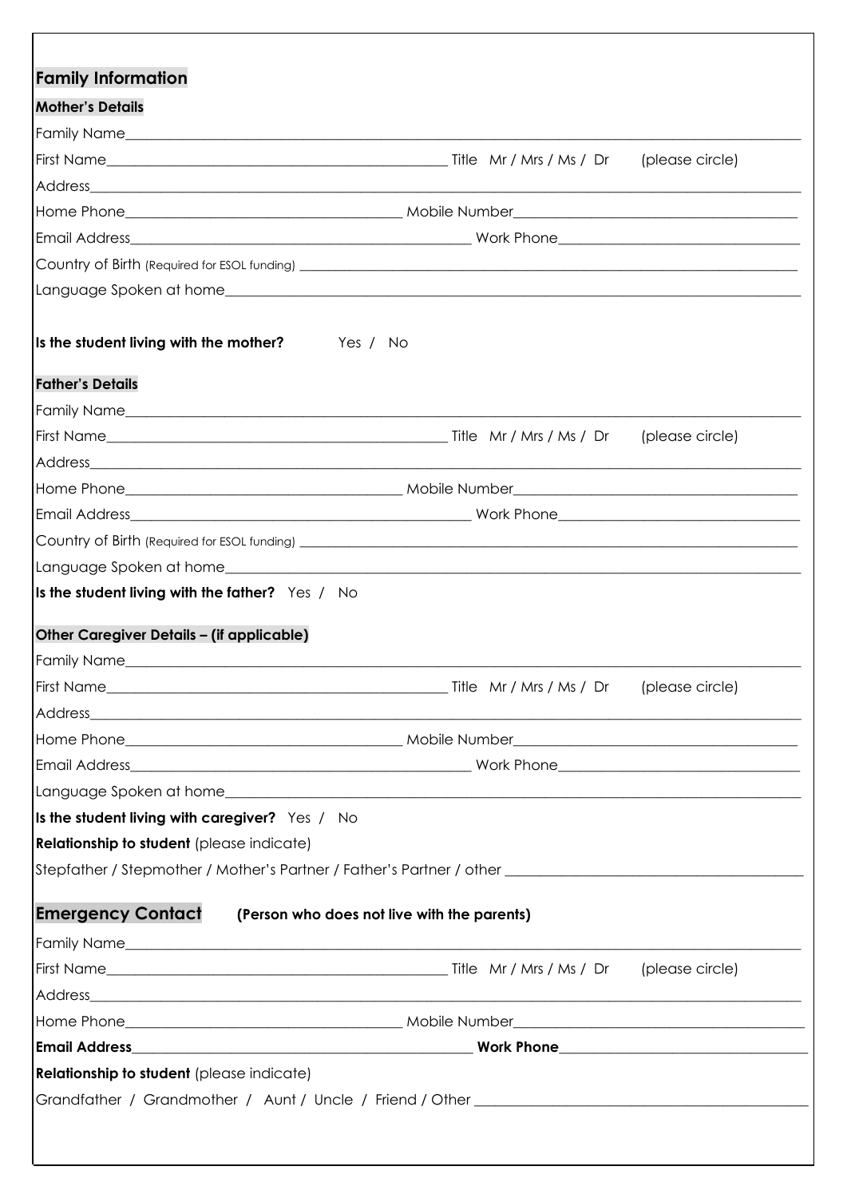## Family Information

### Mother's Details

Family Name\_\_\_\_\_\_\_\_\_\_\_\_\_\_\_\_\_\_\_\_\_\_\_\_\_\_\_\_\_\_\_\_\_\_\_\_\_\_\_\_

First Name\_\_\_\_\_\_\_\_\_\_\_\_\_\_\_\_\_\_\_\_\_\_\_\_\_\_\_\_\_\_ Title Mr / Mrs / Ms / Dr (please circle)

Address\_\_\_\_\_\_\_\_\_\_\_\_\_\_\_\_\_\_\_\_\_\_\_\_\_\_\_\_\_\_\_\_\_\_\_\_\_\_\_\_

Home Phone\_\_\_\_\_\_\_\_\_\_\_\_\_\_\_\_\_\_\_\_ Mobile Number\_\_\_\_\_\_\_\_\_\_\_\_\_\_\_\_\_\_\_\_

Email Address\_\_\_\_\_\_\_\_\_\_\_\_\_\_\_\_\_\_\_\_\_\_\_\_ Work Phone\_\_\_\_\_\_\_\_\_\_\_\_\_\_\_\_\_\_\_\_

Country of Birth (Required for ESOL funding) \_\_\_\_\_\_\_\_\_\_\_\_\_\_\_\_\_\_\_\_\_\_\_\_\_\_\_\_\_\_

Language Spoken at home\_\_\_\_\_\_\_\_\_\_\_\_\_\_\_\_\_\_\_\_\_\_\_\_\_\_\_\_\_\_\_\_\_\_

**Is the student living with the mother?** Yes / No

### Father's Details

Family Name\_\_\_\_\_\_\_\_\_\_\_\_\_\_\_\_\_\_\_\_\_\_\_\_\_\_\_\_\_\_\_\_\_\_\_\_\_\_\_\_

First Name\_\_\_\_\_\_\_\_\_\_\_\_\_\_\_\_\_\_\_\_\_\_\_\_\_\_\_\_\_\_ Title Mr / Mrs / Ms / Dr (please circle)

Address\_\_\_\_\_\_\_\_\_\_\_\_\_\_\_\_\_\_\_\_\_\_\_\_\_\_\_\_\_\_\_\_\_\_\_\_\_\_\_\_

Home Phone\_\_\_\_\_\_\_\_\_\_\_\_\_\_\_\_\_\_\_\_ Mobile Number\_\_\_\_\_\_\_\_\_\_\_\_\_\_\_\_\_\_\_\_

Email Address\_\_\_\_\_\_\_\_\_\_\_\_\_\_\_\_\_\_\_\_\_\_\_\_ Work Phone\_\_\_\_\_\_\_\_\_\_\_\_\_\_\_\_\_\_\_\_

Country of Birth (Required for ESOL funding) \_\_\_\_\_\_\_\_\_\_\_\_\_\_\_\_\_\_\_\_\_\_\_\_\_\_\_\_\_\_

Language Spoken at home\_\_\_\_\_\_\_\_\_\_\_\_\_\_\_\_\_\_\_\_\_\_\_\_\_\_\_\_\_\_\_\_\_\_

**Is the student living with the father?** Yes / No

### Other Caregiver Details – (if applicable)

Family Name\_\_\_\_\_\_\_\_\_\_\_\_\_\_\_\_\_\_\_\_\_\_\_\_\_\_\_\_\_\_\_\_\_\_\_\_\_\_\_\_

First Name\_\_\_\_\_\_\_\_\_\_\_\_\_\_\_\_\_\_\_\_\_\_\_\_\_\_\_\_\_\_ Title Mr / Mrs / Ms / Dr (please circle)

Address\_\_\_\_\_\_\_\_\_\_\_\_\_\_\_\_\_\_\_\_\_\_\_\_\_\_\_\_\_\_\_\_\_\_\_\_\_\_\_\_

Home Phone\_\_\_\_\_\_\_\_\_\_\_\_\_\_\_\_\_\_\_\_ Mobile Number\_\_\_\_\_\_\_\_\_\_\_\_\_\_\_\_\_\_\_\_

Email Address\_\_\_\_\_\_\_\_\_\_\_\_\_\_\_\_\_\_\_\_\_\_\_\_ Work Phone\_\_\_\_\_\_\_\_\_\_\_\_\_\_\_\_\_\_\_\_

Language Spoken at home\_\_\_\_\_\_\_\_\_\_\_\_\_\_\_\_\_\_\_\_\_\_\_\_\_\_\_\_\_\_\_\_\_\_

**Is the student living with caregiver?** Yes / No

**Relationship to student** (please indicate)

Stepfather / Stepmother / Mother's Partner / Father's Partner / other \_\_\_\_\_\_\_\_\_\_\_\_\_\_\_\_\_\_\_\_

## Emergency Contact **(Person who does not live with the parents)**

Family Name\_\_\_\_\_\_\_\_\_\_\_\_\_\_\_\_\_\_\_\_\_\_\_\_\_\_\_\_\_\_\_\_\_\_\_\_\_\_\_\_

First Name\_\_\_\_\_\_\_\_\_\_\_\_\_\_\_\_\_\_\_\_\_\_\_\_\_\_\_\_\_\_ Title Mr / Mrs / Ms / Dr (please circle)

Address\_\_\_\_\_\_\_\_\_\_\_\_\_\_\_\_\_\_\_\_\_\_\_\_\_\_\_\_\_\_\_\_\_\_\_\_\_\_\_\_

Home Phone\_\_\_\_\_\_\_\_\_\_\_\_\_\_\_\_\_\_\_\_ Mobile Number\_\_\_\_\_\_\_\_\_\_\_\_\_\_\_\_\_\_\_\_

**Email Address**\_\_\_\_\_\_\_\_\_\_\_\_\_\_\_\_\_\_\_\_\_\_\_\_ **Work Phone**\_\_\_\_\_\_\_\_\_\_\_\_\_\_\_\_\_\_\_\_

**Relationship to student** (please indicate)

Grandfather / Grandmother / Aunt / Uncle / Friend / Other \_\_\_\_\_\_\_\_\_\_\_\_\_\_\_\_\_\_\_\_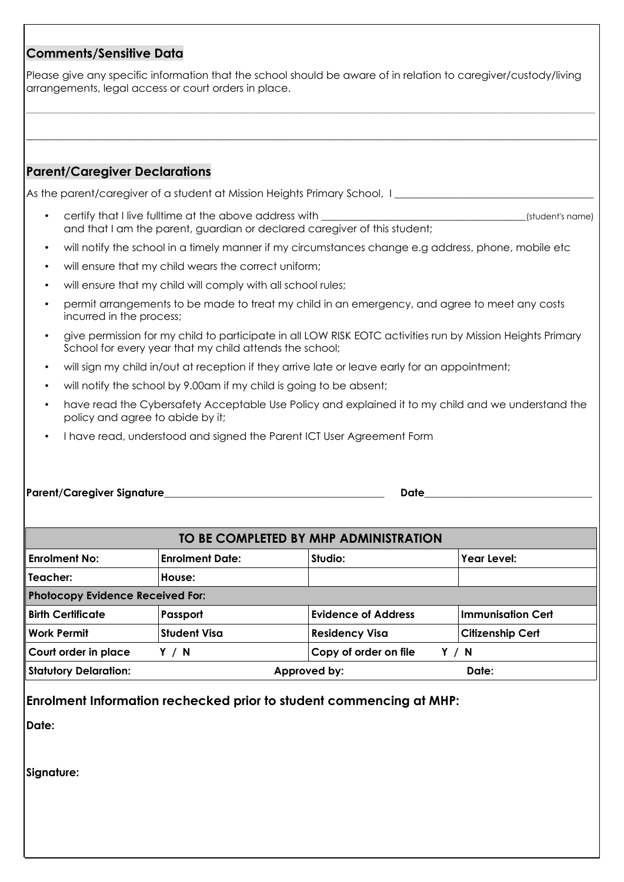## Comments/Sensitive Data

Please give any specific information that the school should be aware of in relation to caregiver/custody/living arrangements, legal access or court orders in place.

______________________________________________________________________________

______________________________________________________________________________

## Parent/Caregiver Declarations

As the parent/caregiver of a student at Mission Heights Primary School, I ______________________________

- certify that I live fulltime at the above address with ______________________________(student's name) and that I am the parent, guardian or declared caregiver of this student;
- will notify the school in a timely manner if my circumstances change e.g address, phone, mobile etc
- will ensure that my child wears the correct uniform;
- will ensure that my child will comply with all school rules;
- permit arrangements to be made to treat my child in an emergency, and agree to meet any costs incurred in the process;
- give permission for my child to participate in all LOW RISK EOTC activities run by Mission Heights Primary School for every year that my child attends the school;
- will sign my child in/out at reception if they arrive late or leave early for an appointment;
- will notify the school by 9.00am if my child is going to be absent;
- have read the Cybersafety Acceptable Use Policy and explained it to my child and we understand the policy and agree to abide by it;
- I have read, understood and signed the Parent ICT User Agreement Form

**Parent/Caregiver Signature**______________________________ **Date**______________________________

| TO BE COMPLETED BY MHP ADMINISTRATION | | | |
|---|---|---|---|
| **Enrolment No:** | **Enrolment Date:** | **Studio:** | **Year Level:** |
| **Teacher:** | **House:** | | |
| **Photocopy Evidence Received For:** | | | |
| **Birth Certificate** | **Passport** | **Evidence of Address** | **Immunisation Cert** |
| **Work Permit** | **Student Visa** | **Residency Visa** | **Citizenship Cert** |
| **Court order in place** | **Y / N** | **Copy of order on file Y / N** | |
| **Statutory Delaration:** | **Approved by:** | | **Date:** |

### Enrolment Information rechecked prior to student commencing at MHP:

**Date:**

**Signature:**